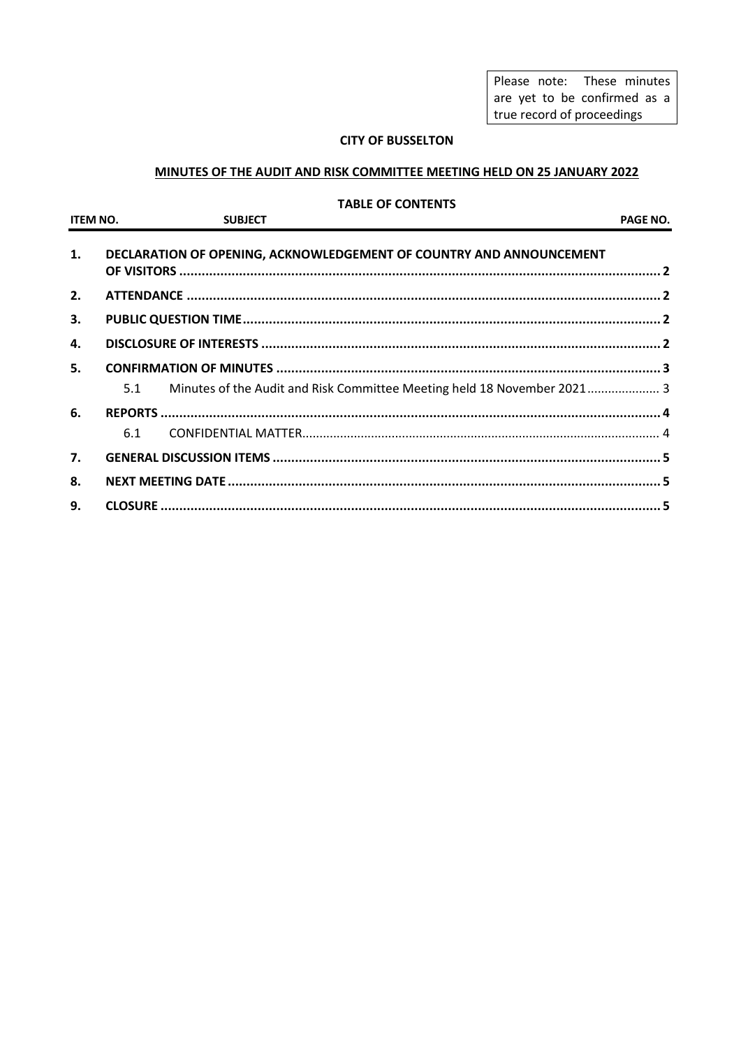Please note: These minutes are yet to be confirmed as a true record of proceedings

**CITY OF BUSSELTON**

**MINUTES OF THE AUDIT AND RISK COMMITTEE MEETING HELD ON 25 JANUARY 2022**

**TABLE OF CONTENTS**

| ITEM NO. | SUBJECT | PAGE NO. |
|---|---|---|
| **1.** | **DECLARATION OF OPENING, ACKNOWLEDGEMENT OF COUNTRY AND ANNOUNCEMENT OF VISITORS** | **2** |
| **2.** | **ATTENDANCE** | **2** |
| **3.** | **PUBLIC QUESTION TIME** | **2** |
| **4.** | **DISCLOSURE OF INTERESTS** | **2** |
| **5.** | **CONFIRMATION OF MINUTES** | **3** |
| 5.1 | Minutes of the Audit and Risk Committee Meeting held 18 November 2021 | 3 |
| **6.** | **REPORTS** | **4** |
| 6.1 | CONFIDENTIAL MATTER | 4 |
| **7.** | **GENERAL DISCUSSION ITEMS** | **5** |
| **8.** | **NEXT MEETING DATE** | **5** |
| **9.** | **CLOSURE** | **5** |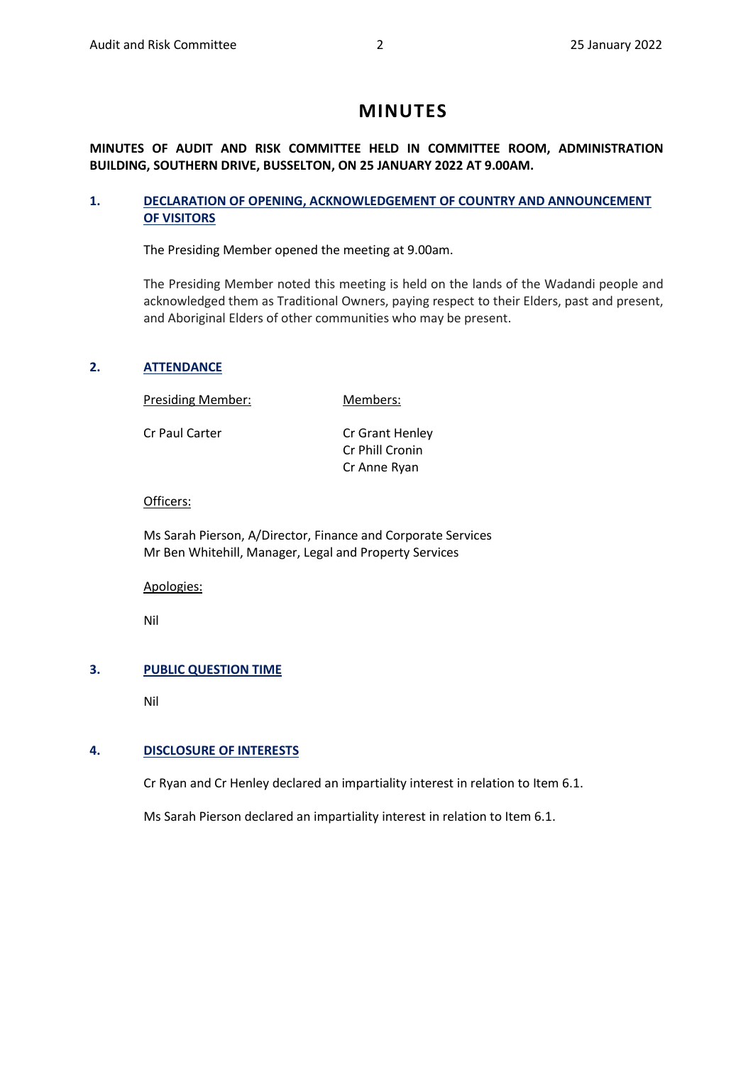# MINUTES

**MINUTES OF AUDIT AND RISK COMMITTEE HELD IN COMMITTEE ROOM, ADMINISTRATION BUILDING, SOUTHERN DRIVE, BUSSELTON, ON 25 JANUARY 2022 AT 9.00AM.**

## 1. DECLARATION OF OPENING, ACKNOWLEDGEMENT OF COUNTRY AND ANNOUNCEMENT OF VISITORS

The Presiding Member opened the meeting at 9.00am.

The Presiding Member noted this meeting is held on the lands of the Wadandi people and acknowledged them as Traditional Owners, paying respect to their Elders, past and present, and Aboriginal Elders of other communities who may be present.

## 2. ATTENDANCE

| Presiding Member: | Members: |
| --- | --- |
| Cr Paul Carter | Cr Grant Henley<br>Cr Phill Cronin<br>Cr Anne Ryan |

Officers:

Ms Sarah Pierson, A/Director, Finance and Corporate Services
Mr Ben Whitehill, Manager, Legal and Property Services

Apologies:

Nil

## 3. PUBLIC QUESTION TIME

Nil

## 4. DISCLOSURE OF INTERESTS

Cr Ryan and Cr Henley declared an impartiality interest in relation to Item 6.1.

Ms Sarah Pierson declared an impartiality interest in relation to Item 6.1.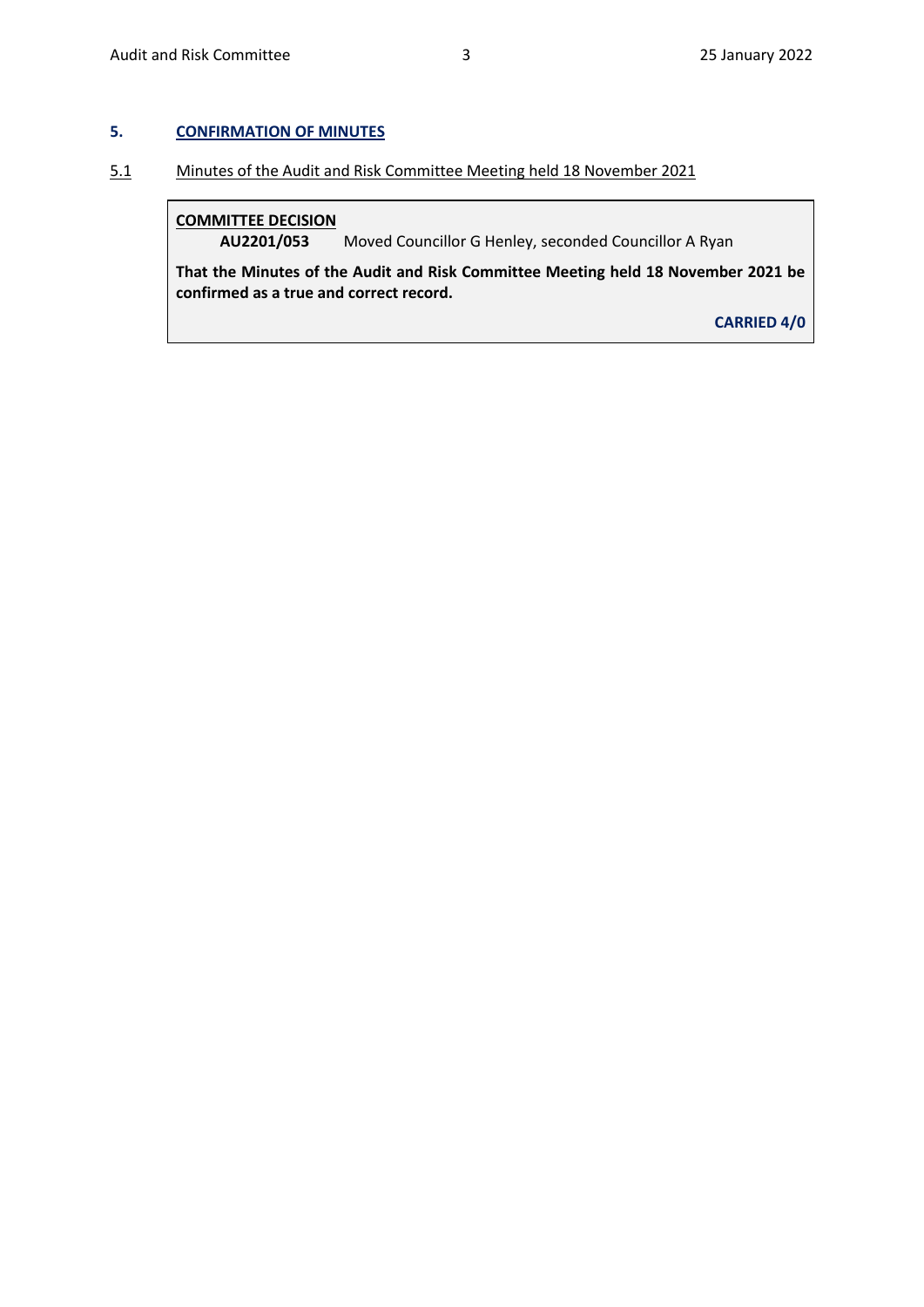## 5. CONFIRMATION OF MINUTES

### 5.1 Minutes of the Audit and Risk Committee Meeting held 18 November 2021

**COMMITTEE DECISION**

**AU2201/053** Moved Councillor G Henley, seconded Councillor A Ryan

**That the Minutes of the Audit and Risk Committee Meeting held 18 November 2021 be confirmed as a true and correct record.**

**CARRIED 4/0**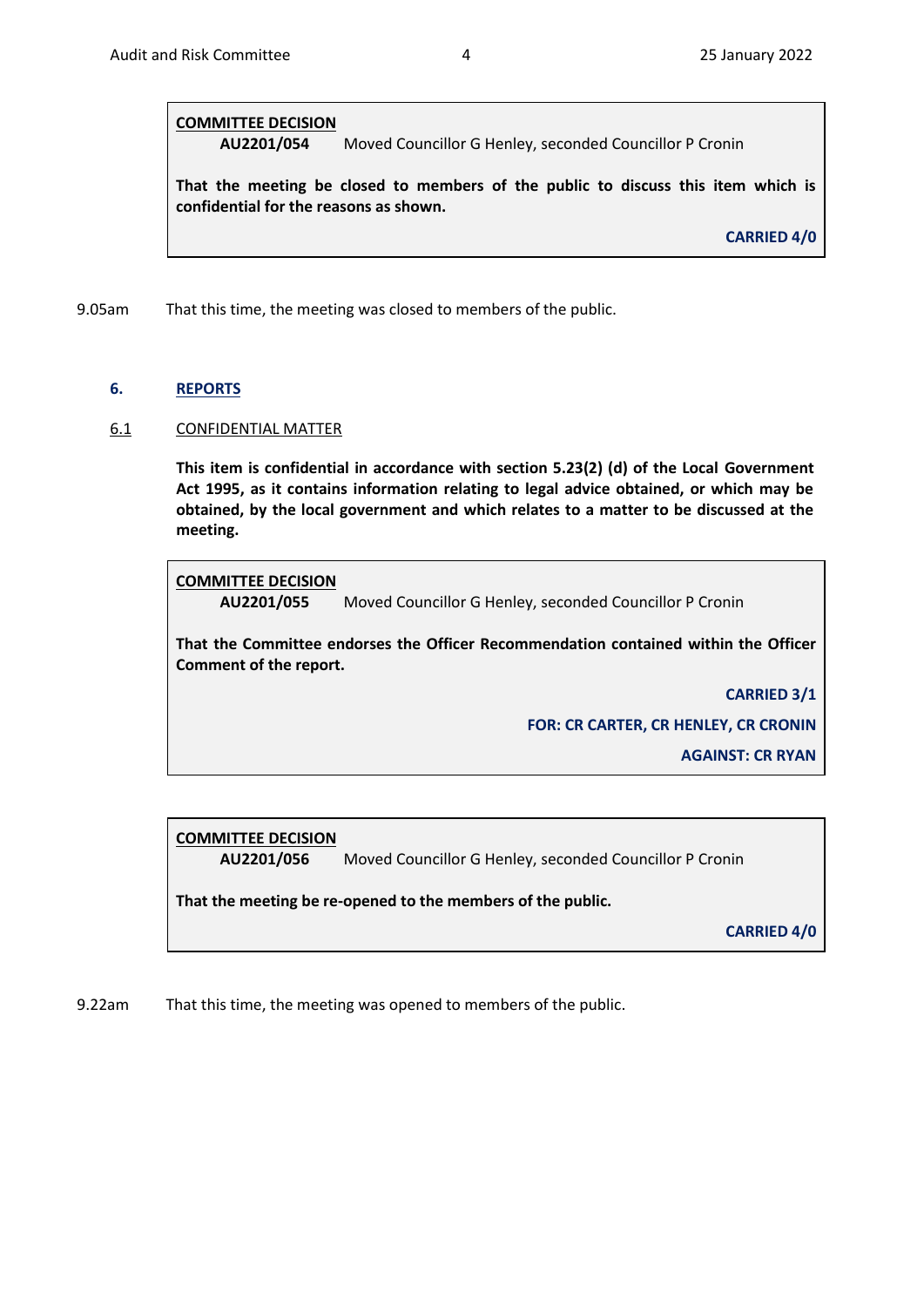**<u>COMMITTEE DECISION</u>**

**AU2201/054** Moved Councillor G Henley, seconded Councillor P Cronin

**That the meeting be closed to members of the public to discuss this item which is confidential for the reasons as shown.**

**CARRIED 4/0**

9.05am That this time, the meeting was closed to members of the public.

## 6. REPORTS

### 6.1 CONFIDENTIAL MATTER

**This item is confidential in accordance with section 5.23(2) (d) of the Local Government Act 1995, as it contains information relating to legal advice obtained, or which may be obtained, by the local government and which relates to a matter to be discussed at the meeting.**

**<u>COMMITTEE DECISION</u>**

**AU2201/055** Moved Councillor G Henley, seconded Councillor P Cronin

**That the Committee endorses the Officer Recommendation contained within the Officer Comment of the report.**

**CARRIED 3/1**

**FOR: CR CARTER, CR HENLEY, CR CRONIN**

**AGAINST: CR RYAN**

**<u>COMMITTEE DECISION</u>**

**AU2201/056** Moved Councillor G Henley, seconded Councillor P Cronin

**That the meeting be re-opened to the members of the public.**

**CARRIED 4/0**

9.22am That this time, the meeting was opened to members of the public.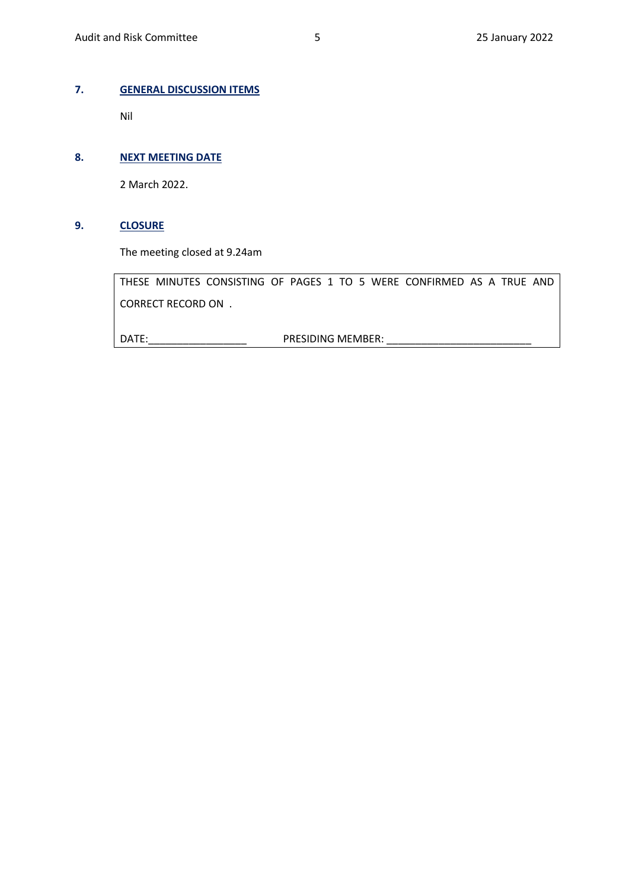## 7. GENERAL DISCUSSION ITEMS

Nil

## 8. NEXT MEETING DATE

2 March 2022.

## 9. CLOSURE

The meeting closed at 9.24am

| |
|---|
| THESE MINUTES CONSISTING OF PAGES 1 TO 5 WERE CONFIRMED AS A TRUE AND CORRECT RECORD ON . |
| DATE:_________________ PRESIDING MEMBER: _________________________ |